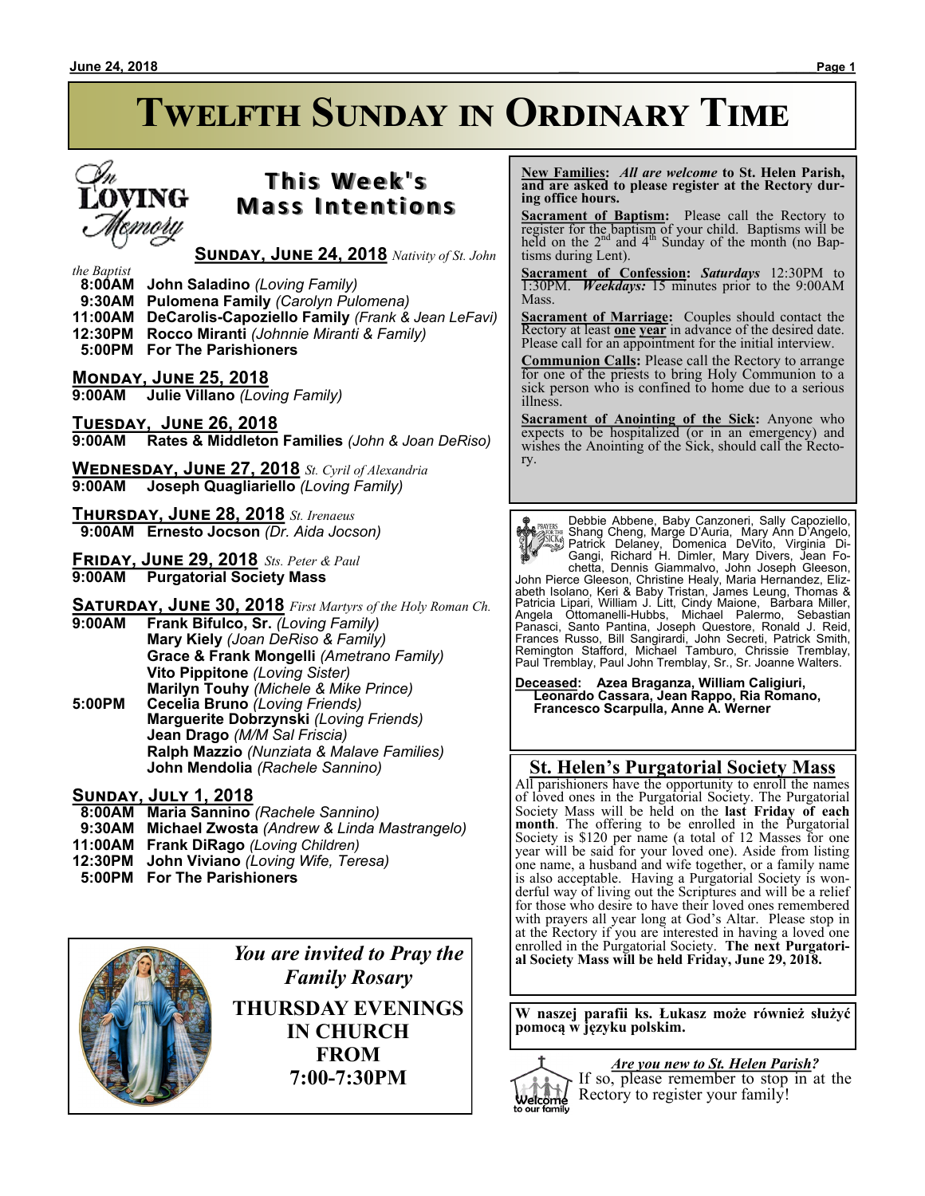# Twelfth Sunday in Ordinary Time

## This Week's Mass Intentions

**Sunday, June 24, 2018** *Nativity of St. John the Baptist*

- **8:00AM John Saladino** *(Loving Family)*
- **9:30AM Pulomena Family** *(Carolyn Pulomena)*
- **11:00AM DeCarolis-Capoziello Family** *(Frank & Jean LeFavi)*
- **12:30PM Rocco Miranti** *(Johnnie Miranti & Family)*
- **5:00PM For The Parishioners**

**Monday, June 25, 2018**

- **9:00AM Julie Villano** *(Loving Family)*

**Tuesday, June 26, 2018**

- **9:00AM Rates & Middleton Families** *(John & Joan DeRiso)*

**Wednesday, June 27, 2018** *St. Cyril of Alexandria*

- **9:00AM Joseph Quagliariello** *(Loving Family)*

**Thursday, June 28, 2018** *St. Irenaeus*

- **9:00AM Ernesto Jocson** *(Dr. Aida Jocson)*

**Friday, June 29, 2018** *Sts. Peter & Paul*

- **9:00AM Purgatorial Society Mass**

**Saturday, June 30, 2018** *First Martyrs of the Holy Roman Ch.*

- **9:00AM Frank Bifulco, Sr.** *(Loving Family)*
  - **Mary Kiely** *(Joan DeRiso & Family)*
  - **Grace & Frank Mongelli** *(Ametrano Family)*
  - **Vito Pippitone** *(Loving Sister)*
  - **Marilyn Touhy** *(Michele & Mike Prince)*
- **5:00PM Cecelia Bruno** *(Loving Friends)*
  - **Marguerite Dobrzynski** *(Loving Friends)*
  - **Jean Drago** *(M/M Sal Friscia)*
  - **Ralph Mazzio** *(Nunziata & Malave Families)*
  - **John Mendolia** *(Rachele Sannino)*

**Sunday, July 1, 2018**

- **8:00AM Maria Sannino** *(Rachele Sannino)*
- **9:30AM Michael Zwosta** *(Andrew & Linda Mastrangelo)*
- **11:00AM Frank DiRago** *(Loving Children)*
- **12:30PM John Viviano** *(Loving Wife, Teresa)*
- **5:00PM For The Parishioners**

*You are invited to Pray the Family Rosary*

**THURSDAY EVENINGS IN CHURCH FROM 7:00-7:30PM**

---

**New Families:** *All are welcome* **to St. Helen Parish, and are asked to please register at the Rectory during office hours.**

**Sacrament of Baptism:** Please call the Rectory to register for the baptism of your child. Baptisms will be held on the 2nd and 4th Sunday of the month (no Baptisms during Lent).

**Sacrament of Confession:** ***Saturdays*** 12:30PM to 1:30PM. ***Weekdays:*** 15 minutes prior to the 9:00AM Mass.

**Sacrament of Marriage:** Couples should contact the Rectory at least **one year** in advance of the desired date. Please call for an appointment for the initial interview.

**Communion Calls:** Please call the Rectory to arrange for one of the priests to bring Holy Communion to a sick person who is confined to home due to a serious illness.

**Sacrament of Anointing of the Sick:** Anyone who expects to be hospitalized (or in an emergency) and wishes the Anointing of the Sick, should call the Rectory.

---

Debbie Abbene, Baby Canzoneri, Sally Capoziello, Shang Cheng, Marge D'Auria, Mary Ann D'Angelo, Patrick Delaney, Domenica DeVito, Virginia DiGangi, Richard H. Dimler, Mary Divers, Jean Fochetta, Dennis Giammalvo, John Joseph Gleeson, John Pierce Gleeson, Christine Healy, Maria Hernandez, Elizabeth Isolano, Keri & Baby Tristan, James Leung, Thomas & Patricia Lipari, William J. Litt, Cindy Maione, Barbara Miller, Angela Ottomanelli-Hubbs, Michael Palermo, Sebastian Panasci, Santo Pantina, Joseph Questore, Ronald J. Reid, Frances Russo, Bill Sangirardi, John Secreti, Patrick Smith, Remington Stafford, Michael Tamburo, Chrissie Tremblay, Paul Tremblay, Paul John Tremblay, Sr., Sr. Joanne Walters.

**Deceased: Azea Braganza, William Caligiuri, Leonardo Cassara, Jean Rappo, Ria Romano, Francesco Scarpulla, Anne A. Werner**

---

## St. Helen's Purgatorial Society Mass

All parishioners have the opportunity to enroll the names of loved ones in the Purgatorial Society. The Purgatorial Society Mass will be held on the **last Friday of each month**. The offering to be enrolled in the Purgatorial Society is $120 per name (a total of 12 Masses for one year will be said for your loved one). Aside from listing one name, a husband and wife together, or a family name is also acceptable. Having a Purgatorial Society is wonderful way of living out the Scriptures and will be a relief for those who desire to have their loved ones remembered with prayers all year long at God's Altar. Please stop in at the Rectory if you are interested in having a loved one enrolled in the Purgatorial Society. **The next Purgatorial Society Mass will be held Friday, June 29, 2018.**

---

**W naszej parafii ks. Łukasz może również służyć pomocą w języku polskim.**

---

***Are you new to St. Helen Parish?***

If so, please remember to stop in at the Rectory to register your family!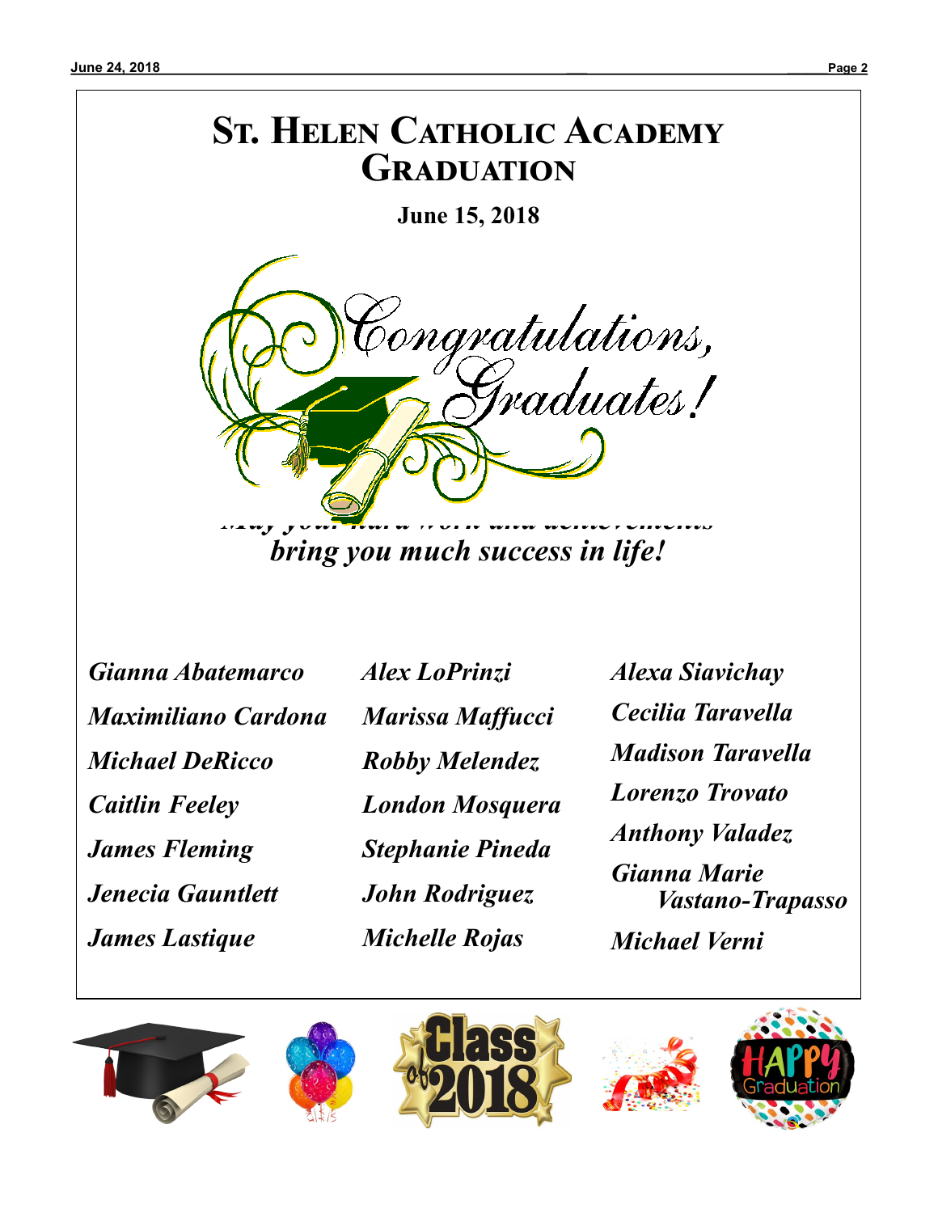# St. Helen Catholic Academy Graduation

**June 15, 2018**

*May your hard work and achievements bring you much success in life!*

*Gianna Abatemarco*
*Maximiliano Cardona*
*Michael DeRicco*
*Caitlin Feeley*
*James Fleming*
*Jenecia Gauntlett*
*James Lastique*
*Alex LoPrinzi*
*Marissa Maffucci*
*Robby Melendez*
*London Mosquera*
*Stephanie Pineda*
*John Rodriguez*
*Michelle Rojas*
*Alexa Siavichay*
*Cecilia Taravella*
*Madison Taravella*
*Lorenzo Trovato*
*Anthony Valadez*
*Gianna Marie Vastano-Trapasso*
*Michael Verni*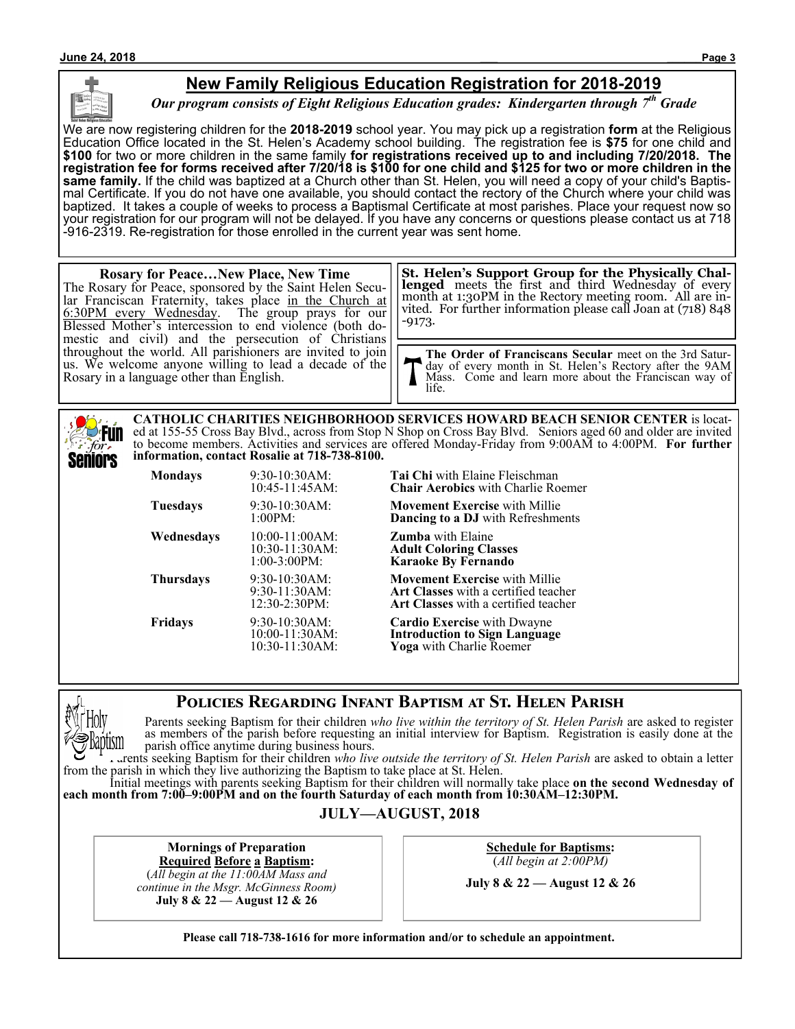## New Family Religious Education Registration for 2018-2019

***Our program consists of Eight Religious Education grades: Kindergarten through 7th Grade***

We are now registering children for the **2018-2019** school year. You may pick up a registration **form** at the Religious Education Office located in the St. Helen's Academy school building. The registration fee is **$75** for one child and **$100** for two or more children in the same family **for registrations received up to and including 7/20/2018. The registration fee for forms received after 7/20/18 is $100 for one child and $125 for two or more children in the same family.** If the child was baptized at a Church other than St. Helen, you will need a copy of your child's Baptismal Certificate. If you do not have one available, you should contact the rectory of the Church where your child was baptized. It takes a couple of weeks to process a Baptismal Certificate at most parishes. Place your request now so your registration for our program will not be delayed. If you have any concerns or questions please contact us at 718-916-2319. Re-registration for those enrolled in the current year was sent home.

**Rosary for Peace…New Place, New Time**

The Rosary for Peace, sponsored by the Saint Helen Secular Franciscan Fraternity, takes place in the Church at 6:30PM every Wednesday. The group prays for our Blessed Mother's intercession to end violence (both domestic and civil) and the persecution of Christians throughout the world. All parishioners are invited to join us. We welcome anyone willing to lead a decade of the Rosary in a language other than English.

**St. Helen's Support Group for the Physically Challenged** meets the first and third Wednesday of every month at 1:30PM in the Rectory meeting room. All are invited. For further information please call Joan at (718) 848-9173.

**The Order of Franciscans Secular** meet on the 3rd Saturday of every month in St. Helen's Rectory after the 9AM Mass. Come and learn more about the Franciscan way of life.

**CATHOLIC CHARITIES NEIGHBORHOOD SERVICES HOWARD BEACH SENIOR CENTER** is located at 155-55 Cross Bay Blvd., across from Stop N Shop on Cross Bay Blvd. Seniors aged 60 and older are invited to become members. Activities and services are offered Monday-Friday from 9:00AM to 4:00PM. **For further information, contact Rosalie at 718-738-8100.**

| | | |
|---|---|---|
| **Mondays** | 9:30-10:30AM: | **Tai Chi** with Elaine Fleischman |
| | 10:45-11:45AM: | **Chair Aerobics** with Charlie Roemer |
| **Tuesdays** | 9:30-10:30AM: | **Movement Exercise** with Millie |
| | 1:00PM: | **Dancing to a DJ** with Refreshments |
| **Wednesdays** | 10:00-11:00AM: | **Zumba** with Elaine |
| | 10:30-11:30AM: | **Adult Coloring Classes** |
| | 1:00-3:00PM: | **Karaoke By Fernando** |
| **Thursdays** | 9:30-10:30AM: | **Movement Exercise** with Millie |
| | 9:30-11:30AM: | **Art Classes** with a certified teacher |
| | 12:30-2:30PM: | **Art Classes** with a certified teacher |
| **Fridays** | 9:30-10:30AM: | **Cardio Exercise** with Dwayne |
| | 10:00-11:30AM: | **Introduction to Sign Language** |
| | 10:30-11:30AM: | **Yoga** with Charlie Roemer |

## Policies Regarding Infant Baptism at St. Helen Parish

Parents seeking Baptism for their children *who live within the territory of St. Helen Parish* are asked to register as members of the parish before requesting an initial interview for Baptism. Registration is easily done at the parish office anytime during business hours.

Parents seeking Baptism for their children *who live outside the territory of St. Helen Parish* are asked to obtain a letter from the parish in which they live authorizing the Baptism to take place at St. Helen.

Initial meetings with parents seeking Baptism for their children will normally take place **on the second Wednesday of each month from 7:00–9:00PM and on the fourth Saturday of each month from 10:30AM–12:30PM.**

### JULY—AUGUST, 2018

**Mornings of Preparation Required Before a Baptism:**
(*All begin at the 11:00AM Mass and continue in the Msgr. McGinness Room)*
**July 8 & 22 — August 12 & 26**

**Schedule for Baptisms:**
(*All begin at 2:00PM)*
**July 8 & 22 — August 12 & 26**

**Please call 718-738-1616 for more information and/or to schedule an appointment.**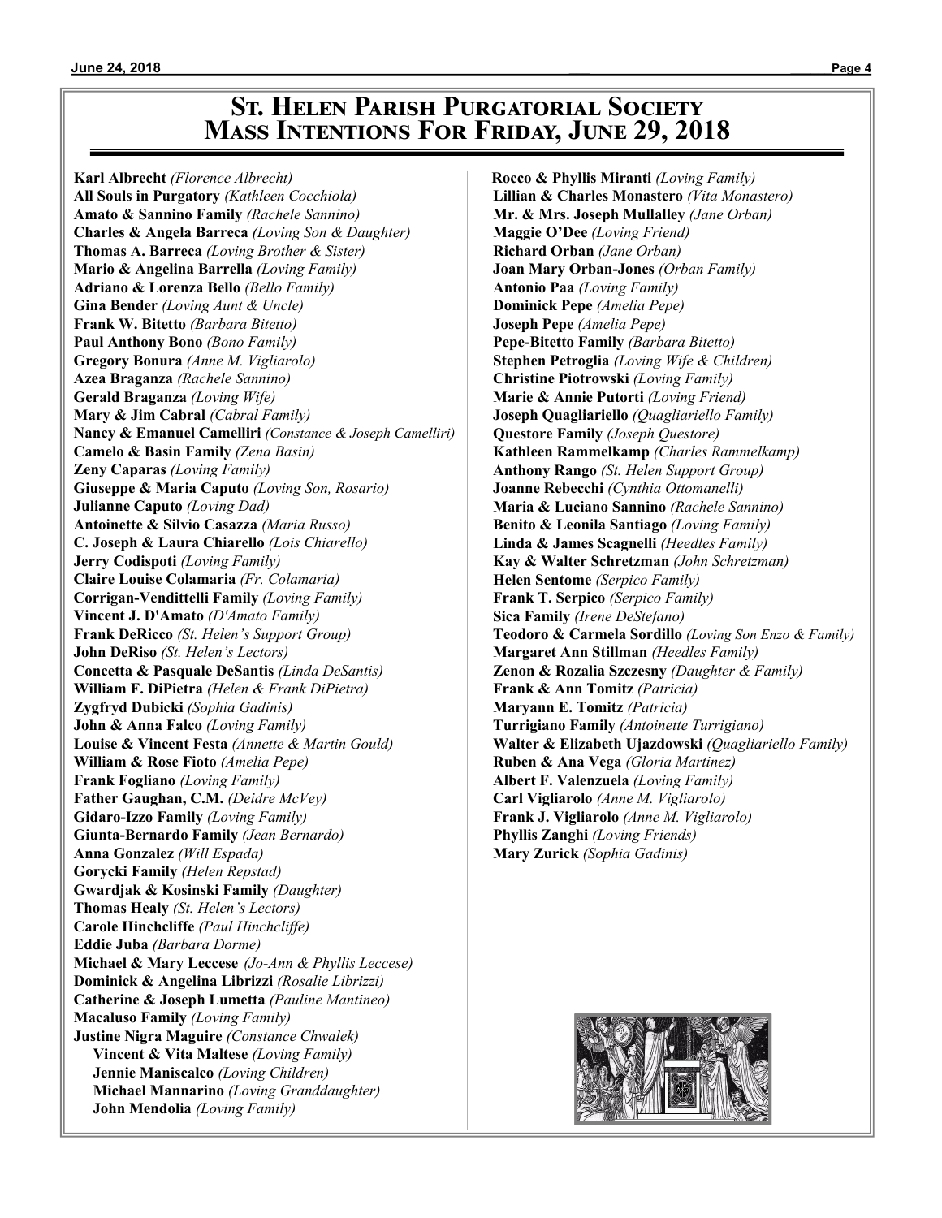# St. Helen Parish Purgatorial Society Mass Intentions For Friday, June 29, 2018

**Karl Albrecht** *(Florence Albrecht)*
**All Souls in Purgatory** *(Kathleen Cocchiola)*
**Amato & Sannino Family** *(Rachele Sannino)*
**Charles & Angela Barreca** *(Loving Son & Daughter)*
**Thomas A. Barreca** *(Loving Brother & Sister)*
**Mario & Angelina Barrella** *(Loving Family)*
**Adriano & Lorenza Bello** *(Bello Family)*
**Gina Bender** *(Loving Aunt & Uncle)*
**Frank W. Bitetto** *(Barbara Bitetto)*
**Paul Anthony Bono** *(Bono Family)*
**Gregory Bonura** *(Anne M. Vigliarolo)*
**Azea Braganza** *(Rachele Sannino)*
**Gerald Braganza** *(Loving Wife)*
**Mary & Jim Cabral** *(Cabral Family)*
**Nancy & Emanuel Camelliri** *(Constance & Joseph Camelliri)*
**Camelo & Basin Family** *(Zena Basin)*
**Zeny Caparas** *(Loving Family)*
**Giuseppe & Maria Caputo** *(Loving Son, Rosario)*
**Julianne Caputo** *(Loving Dad)*
**Antoinette & Silvio Casazza** *(Maria Russo)*
**C. Joseph & Laura Chiarello** *(Lois Chiarello)*
**Jerry Codispoti** *(Loving Family)*
**Claire Louise Colamaria** *(Fr. Colamaria)*
**Corrigan-Vendittelli Family** *(Loving Family)*
**Vincent J. D'Amato** *(D'Amato Family)*
**Frank DeRicco** *(St. Helen's Support Group)*
**John DeRiso** *(St. Helen's Lectors)*
**Concetta & Pasquale DeSantis** *(Linda DeSantis)*
**William F. DiPietra** *(Helen & Frank DiPietra)*
**Zygfryd Dubicki** *(Sophia Gadinis)*
**John & Anna Falco** *(Loving Family)*
**Louise & Vincent Festa** *(Annette & Martin Gould)*
**William & Rose Fioto** *(Amelia Pepe)*
**Frank Fogliano** *(Loving Family)*
**Father Gaughan, C.M.** *(Deidre McVey)*
**Gidaro-Izzo Family** *(Loving Family)*
**Giunta-Bernardo Family** *(Jean Bernardo)*
**Anna Gonzalez** *(Will Espada)*
**Gorycki Family** *(Helen Repstad)*
**Gwardjak & Kosinski Family** *(Daughter)*
**Thomas Healy** *(St. Helen's Lectors)*
**Carole Hinchcliffe** *(Paul Hinchcliffe)*
**Eddie Juba** *(Barbara Dorme)*
**Michael & Mary Leccese** *(Jo-Ann & Phyllis Leccese)*
**Dominick & Angelina Librizzi** *(Rosalie Librizzi)*
**Catherine & Joseph Lumetta** *(Pauline Mantineo)*
**Macaluso Family** *(Loving Family)*
**Justine Nigra Maguire** *(Constance Chwalek)*
**Vincent & Vita Maltese** *(Loving Family)*
**Jennie Maniscalco** *(Loving Children)*
**Michael Mannarino** *(Loving Granddaughter)*
**John Mendolia** *(Loving Family)*
**Rocco & Phyllis Miranti** *(Loving Family)*
**Lillian & Charles Monastero** *(Vita Monastero)*
**Mr. & Mrs. Joseph Mullalley** *(Jane Orban)*
**Maggie O'Dee** *(Loving Friend)*
**Richard Orban** *(Jane Orban)*
**Joan Mary Orban-Jones** *(Orban Family)*
**Antonio Paa** *(Loving Family)*
**Dominick Pepe** *(Amelia Pepe)*
**Joseph Pepe** *(Amelia Pepe)*
**Pepe-Bitetto Family** *(Barbara Bitetto)*
**Stephen Petroglia** *(Loving Wife & Children)*
**Christine Piotrowski** *(Loving Family)*
**Marie & Annie Putorti** *(Loving Friend)*
**Joseph Quagliariello** *(Quagliariello Family)*
**Questore Family** *(Joseph Questore)*
**Kathleen Rammelkamp** *(Charles Rammelkamp)*
**Anthony Rango** *(St. Helen Support Group)*
**Joanne Rebecchi** *(Cynthia Ottomanelli)*
**Maria & Luciano Sannino** *(Rachele Sannino)*
**Benito & Leonila Santiago** *(Loving Family)*
**Linda & James Scagnelli** *(Heedles Family)*
**Kay & Walter Schretzman** *(John Schretzman)*
**Helen Sentome** *(Serpico Family)*
**Frank T. Serpico** *(Serpico Family)*
**Sica Family** *(Irene DeStefano)*
**Teodoro & Carmela Sordillo** *(Loving Son Enzo & Family)*
**Margaret Ann Stillman** *(Heedles Family)*
**Zenon & Rozalia Szczesny** *(Daughter & Family)*
**Frank & Ann Tomitz** *(Patricia)*
**Maryann E. Tomitz** *(Patricia)*
**Turrigiano Family** *(Antoinette Turrigiano)*
**Walter & Elizabeth Ujazdowski** *(Quagliariello Family)*
**Ruben & Ana Vega** *(Gloria Martinez)*
**Albert F. Valenzuela** *(Loving Family)*
**Carl Vigliarolo** *(Anne M. Vigliarolo)*
**Frank J. Vigliarolo** *(Anne M. Vigliarolo)*
**Phyllis Zanghi** *(Loving Friends)*
**Mary Zurick** *(Sophia Gadinis)*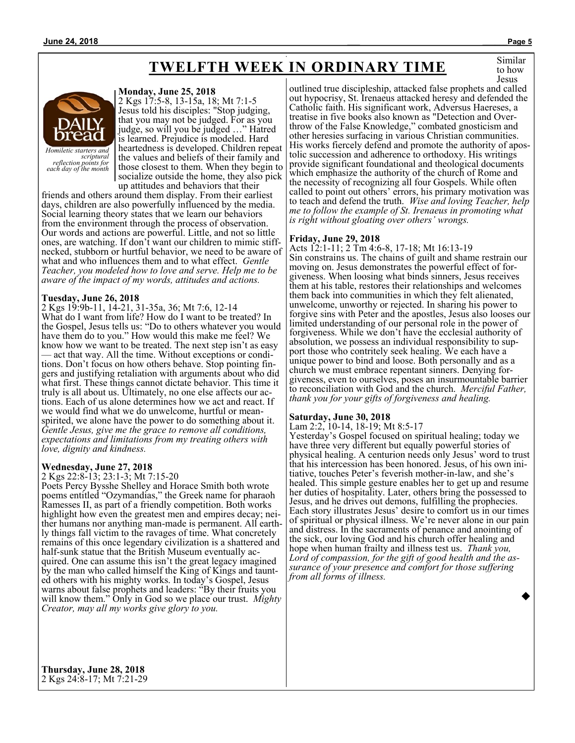# TWELFTH WEEK IN ORDINARY TIME

DAILY bread

*Homiletic starters and scriptural reflection points for each day of the month*

**Monday, June 25, 2018**
2 Kgs 17:5-8, 13-15a, 18; Mt 7:1-5
Jesus told his disciples: "Stop judging, that you may not be judged. For as you judge, so will you be judged …" Hatred is learned. Prejudice is modeled. Hard heartedness is developed. Children repeat the values and beliefs of their family and those closest to them. When they begin to socialize outside the home, they also pick up attitudes and behaviors that their friends and others around them display. From their earliest days, children are also powerfully influenced by the media. Social learning theory states that we learn our behaviors from the environment through the process of observation. Our words and actions are powerful. Little, and not so little ones, are watching. If don't want our children to mimic stiff-necked, stubborn or hurtful behavior, we need to be aware of what and who influences them and to what effect. *Gentle Teacher, you modeled how to love and serve. Help me to be aware of the impact of my words, attitudes and actions.*

**Tuesday, June 26, 2018**
2 Kgs 19:9b-11, 14-21, 31-35a, 36; Mt 7:6, 12-14
What do I want from life? How do I want to be treated? In the Gospel, Jesus tells us: "Do to others whatever you would have them do to you." How would this make me feel? We know how we want to be treated. The next step isn't as easy — act that way. All the time. Without exceptions or conditions. Don't focus on how others behave. Stop pointing fingers and justifying retaliation with arguments about who did what first. These things cannot dictate behavior. This time it truly is all about us. Ultimately, no one else affects our actions. Each of us alone determines how we act and react. If we would find what we do unwelcome, hurtful or mean-spirited, we alone have the power to do something about it. *Gentle Jesus, give me the grace to remove all conditions, expectations and limitations from my treating others with love, dignity and kindness.*

**Wednesday, June 27, 2018**
2 Kgs 22:8-13; 23:1-3; Mt 7:15-20
Poets Percy Bysshe Shelley and Horace Smith both wrote poems entitled "Ozymandias," the Greek name for pharaoh Ramesses II, as part of a friendly competition. Both works highlight how even the greatest men and empires decay; neither humans nor anything man-made is permanent. All earthly things fall victim to the ravages of time. What concretely remains of this once legendary civilization is a shattered and half-sunk statue that the British Museum eventually acquired. One can assume this isn't the great legacy imagined by the man who called himself the King of Kings and taunted others with his mighty works. In today's Gospel, Jesus warns about false prophets and leaders: "By their fruits you will know them." Only in God so we place our trust. *Mighty Creator, may all my works give glory to you.*

**Thursday, June 28, 2018**
2 Kgs 24:8-17; Mt 7:21-29
Similar to how Jesus outlined true discipleship, attacked false prophets and called out hypocrisy, St. Irenaeus attacked heresy and defended the Catholic faith. His significant work, Adversus Haereses, a treatise in five books also known as "Detection and Overthrow of the False Knowledge," combated gnosticism and other heresies surfacing in various Christian communities. His works fiercely defend and promote the authority of apostolic succession and adherence to orthodoxy. His writings provide significant foundational and theological documents which emphasize the authority of the church of Rome and the necessity of recognizing all four Gospels. While often called to point out others' errors, his primary motivation was to teach and defend the truth. *Wise and loving Teacher, help me to follow the example of St. Irenaeus in promoting what is right without gloating over others' wrongs.*

**Friday, June 29, 2018**
Acts 12:1-11; 2 Tm 4:6-8, 17-18; Mt 16:13-19
Sin constrains us. The chains of guilt and shame restrain our moving on. Jesus demonstrates the powerful effect of forgiveness. When loosing what binds sinners, Jesus receives them at his table, restores their relationships and welcomes them back into communities in which they felt alienated, unwelcome, unworthy or rejected. In sharing his power to forgive sins with Peter and the apostles, Jesus also looses our limited understanding of our personal role in the power of forgiveness. While we don't have the ecclesial authority of absolution, we possess an individual responsibility to support those who contritely seek healing. We each have a unique power to bind and loose. Both personally and as a church we must embrace repentant sinners. Denying forgiveness, even to ourselves, poses an insurmountable barrier to reconciliation with God and the church. *Merciful Father, thank you for your gifts of forgiveness and healing.*

**Saturday, June 30, 2018**
Lam 2:2, 10-14, 18-19; Mt 8:5-17
Yesterday's Gospel focused on spiritual healing; today we have three very different but equally powerful stories of physical healing. A centurion needs only Jesus' word to trust that his intercession has been honored. Jesus, of his own initiative, touches Peter's feverish mother-in-law, and she's healed. This simple gesture enables her to get up and resume her duties of hospitality. Later, others bring the possessed to Jesus, and he drives out demons, fulfilling the prophecies. Each story illustrates Jesus' desire to comfort us in our times of spiritual or physical illness. We're never alone in our pain and distress. In the sacraments of penance and anointing of the sick, our loving God and his church offer healing and hope when human frailty and illness test us. *Thank you, Lord of compassion, for the gift of good health and the assurance of your presence and comfort for those suffering from all forms of illness.*

◆